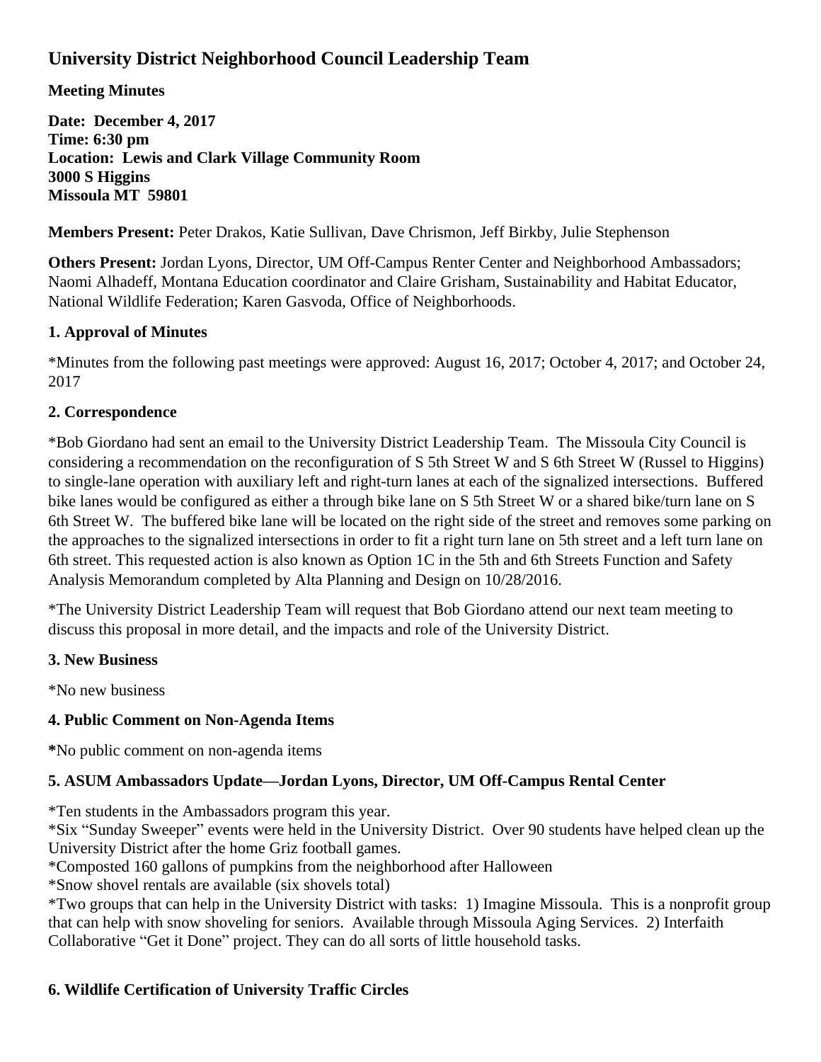# University District Neighborhood Council Leadership Team

**Meeting Minutes**

**Date: December 4, 2017**
**Time: 6:30 pm**
**Location: Lewis and Clark Village Community Room**
**3000 S Higgins**
**Missoula MT 59801**

**Members Present:** Peter Drakos, Katie Sullivan, Dave Chrismon, Jeff Birkby, Julie Stephenson

**Others Present:** Jordan Lyons, Director, UM Off-Campus Renter Center and Neighborhood Ambassadors; Naomi Alhadeff, Montana Education coordinator and Claire Grisham, Sustainability and Habitat Educator, National Wildlife Federation; Karen Gasvoda, Office of Neighborhoods.

### 1. Approval of Minutes

*Minutes from the following past meetings were approved: August 16, 2017; October 4, 2017; and October 24, 2017

### 2. Correspondence

*Bob Giordano had sent an email to the University District Leadership Team. The Missoula City Council is considering a recommendation on the reconfiguration of S 5th Street W and S 6th Street W (Russel to Higgins) to single-lane operation with auxiliary left and right-turn lanes at each of the signalized intersections. Buffered bike lanes would be configured as either a through bike lane on S 5th Street W or a shared bike/turn lane on S 6th Street W. The buffered bike lane will be located on the right side of the street and removes some parking on the approaches to the signalized intersections in order to fit a right turn lane on 5th street and a left turn lane on 6th street. This requested action is also known as Option 1C in the 5th and 6th Streets Function and Safety Analysis Memorandum completed by Alta Planning and Design on 10/28/2016.

*The University District Leadership Team will request that Bob Giordano attend our next team meeting to discuss this proposal in more detail, and the impacts and role of the University District.

### 3. New Business

*No new business

### 4. Public Comment on Non-Agenda Items

**\***No public comment on non-agenda items

### 5. ASUM Ambassadors Update—Jordan Lyons, Director, UM Off-Campus Rental Center

*Ten students in the Ambassadors program this year.
*Six "Sunday Sweeper" events were held in the University District. Over 90 students have helped clean up the University District after the home Griz football games.
*Composted 160 gallons of pumpkins from the neighborhood after Halloween
*Snow shovel rentals are available (six shovels total)
*Two groups that can help in the University District with tasks: 1) Imagine Missoula. This is a nonprofit group that can help with snow shoveling for seniors. Available through Missoula Aging Services. 2) Interfaith Collaborative "Get it Done" project. They can do all sorts of little household tasks.

### 6. Wildlife Certification of University Traffic Circles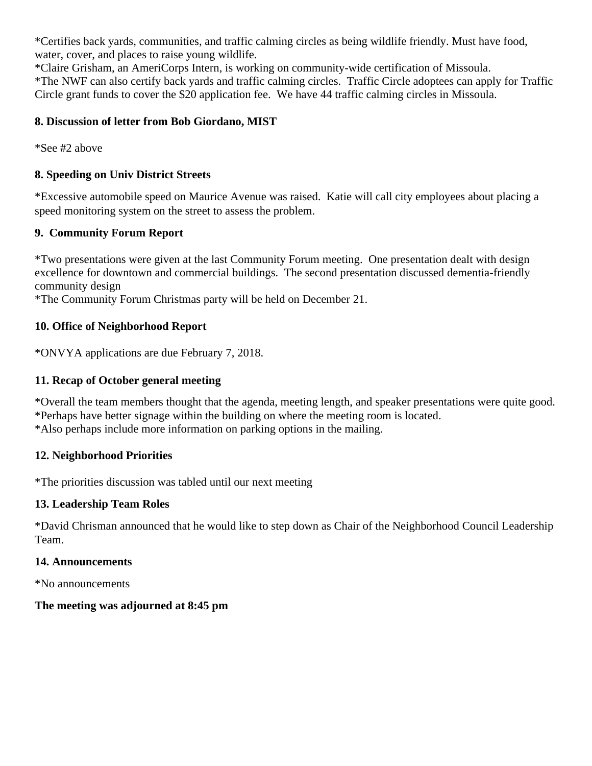*Certifies back yards, communities, and traffic calming circles as being wildlife friendly. Must have food, water, cover, and places to raise young wildlife.
*Claire Grisham, an AmeriCorps Intern, is working on community-wide certification of Missoula.
*The NWF can also certify back yards and traffic calming circles. Traffic Circle adoptees can apply for Traffic Circle grant funds to cover the $20 application fee. We have 44 traffic calming circles in Missoula.

**8. Discussion of letter from Bob Giordano, MIST**

*See #2 above

**8. Speeding on Univ District Streets**

*Excessive automobile speed on Maurice Avenue was raised. Katie will call city employees about placing a speed monitoring system on the street to assess the problem.

**9. Community Forum Report**

*Two presentations were given at the last Community Forum meeting. One presentation dealt with design excellence for downtown and commercial buildings. The second presentation discussed dementia-friendly community design
*The Community Forum Christmas party will be held on December 21.

**10. Office of Neighborhood Report**

*ONVYA applications are due February 7, 2018.

**11. Recap of October general meeting**

*Overall the team members thought that the agenda, meeting length, and speaker presentations were quite good.
*Perhaps have better signage within the building on where the meeting room is located.
*Also perhaps include more information on parking options in the mailing.

**12. Neighborhood Priorities**

*The priorities discussion was tabled until our next meeting

**13. Leadership Team Roles**

*David Chrisman announced that he would like to step down as Chair of the Neighborhood Council Leadership Team.

**14. Announcements**

*No announcements

**The meeting was adjourned at 8:45 pm**